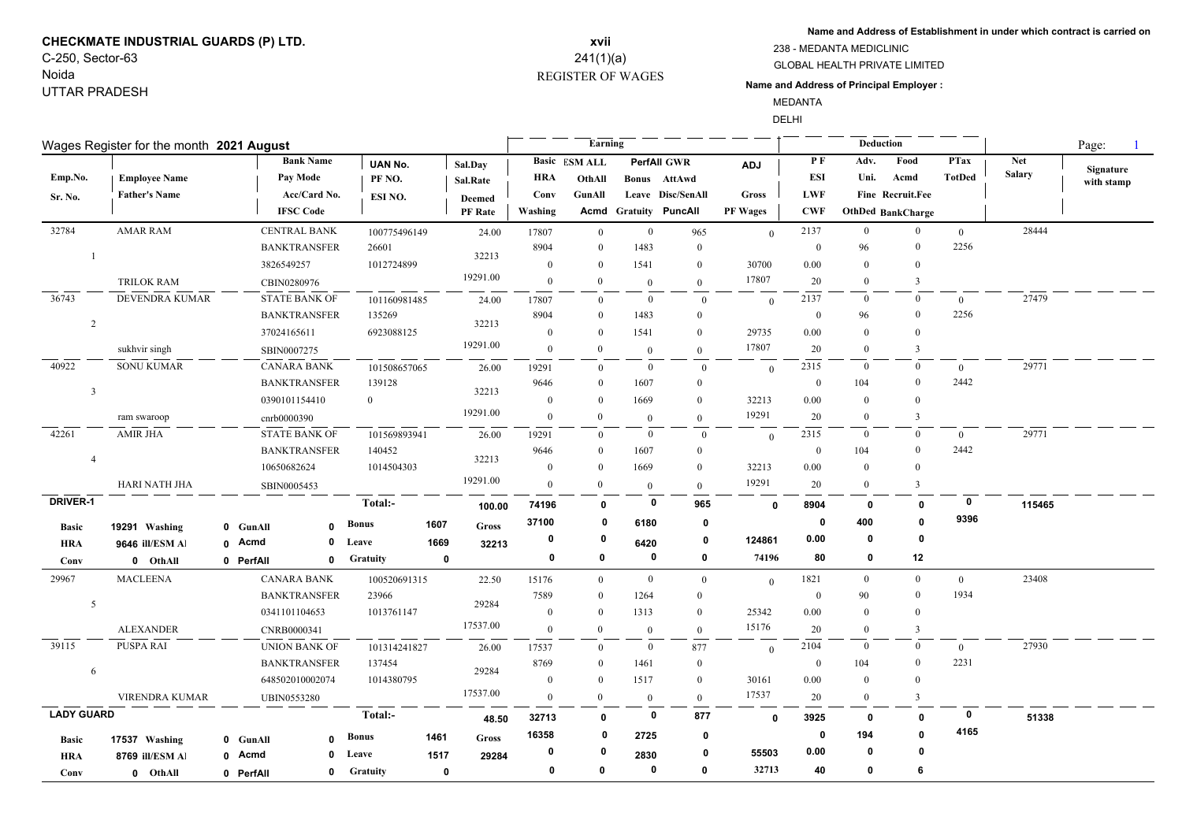**CHECKMATE INDUSTRIAL GUARDS (P) LTD.**
C-250, Sector-63
Noida
UTTAR PRADESH

**xvii**
241(1)(a)
REGISTER OF WAGES

**Name and Address of Establishment in under which contract is carried on**
238 - MEDANTA MEDICLINIC
GLOBAL HEALTH PRIVATE LIMITED

**Name and Address of Principal Employer :**
MEDANTA
DELHI

Wages Register for the month **2021 August**

| Emp.No. / Sr. No. | Employee Name / Father's Name | Bank Name / Pay Mode / Acc/Card No. / IFSC Code | UAN No. / PF NO. / ESI NO. | Sal.Day / Sal.Rate / Deemed PF Rate | Basic / HRA / Conv / Washing | ESM ALL / OthAll / GunAll / Acmd | PerfAll / Bonus / Leave / Gratuity | GWR / AttAwd / Disc/SenAll / PuncAll | ADJ / Gross / PF Wages | PF / ESI / LWF / CWF | Adv. / Uni. / Fine / OthDed | Food / Acmd / Recruit.Fee / BankCharge | PTax / TotDed | Net Salary | Signature with stamp |
|---|---|---|---|---|---|---|---|---|---|---|---|---|---|---|---|
| 32784 / 1 | AMAR RAM / TRILOK RAM | CENTRAL BANK / BANKTRANSFER / 3826549257 / CBIN0280976 | 100775496149 / 26601 / 1012724899 | 24.00 / 32213 / 19291.00 | 17807 / 8904 / 0 / 0 | 0 / 0 / 0 / 0 | 0 / 1483 / 1541 / 0 | 965 / 0 / 0 / 0 | 0 / 30700 / 17807 | 2137 / 0 / 0.00 / 20 | 0 / 96 / 0 / 0 | 0 / 0 / 0 / 3 | 0 / 2256 | 28444 | |
| 36743 / 2 | DEVENDRA KUMAR / sukhvir singh | STATE BANK OF / BANKTRANSFER / 37024165611 / SBIN0007275 | 101160981485 / 135269 / 6923088125 | 24.00 / 32213 / 19291.00 | 17807 / 8904 / 0 / 0 | 0 / 0 / 0 / 0 | 0 / 1483 / 1541 / 0 | 0 / 0 / 0 / 0 | 0 / 29735 / 17807 | 2137 / 0 / 0.00 / 20 | 0 / 96 / 0 / 0 | 0 / 0 / 0 / 3 | 0 / 2256 | 27479 | |
| 40922 / 3 | SONU KUMAR / ram swaroop | CANARA BANK / BANKTRANSFER / 0390101154410 / cnrb0000390 | 101508657065 / 139128 / 0 | 26.00 / 32213 / 19291.00 | 19291 / 9646 / 0 / 0 | 0 / 0 / 0 / 0 | 0 / 1607 / 1669 / 0 | 0 / 0 / 0 / 0 | 0 / 32213 / 19291 | 2315 / 0 / 0.00 / 20 | 0 / 104 / 0 / 0 | 0 / 0 / 0 / 3 | 0 / 2442 | 29771 | |
| 42261 / 4 | AMIR JHA / HARI NATH JHA | STATE BANK OF / BANKTRANSFER / 10650682624 / SBIN0005453 | 101569893941 / 140452 / 1014504303 | 26.00 / 32213 / 19291.00 | 19291 / 9646 / 0 / 0 | 0 / 0 / 0 / 0 | 0 / 1607 / 1669 / 0 | 0 / 0 / 0 / 0 | 0 / 32213 / 19291 | 2315 / 0 / 0.00 / 20 | 0 / 104 / 0 / 0 | 0 / 0 / 0 / 3 | 0 / 2442 | 29771 | |
| **DRIVER-1** | | **Total:-** | | **100.00** / Gross **32213** | **74196 / 37100 / 0 / 0** | **0 / 0 / 0 / 0** | **0 / 6180 / 6420 / 0** | **965 / 0 / 0 / 0** | **0 / 124861 / 74196** | **8904 / 0 / 0.00 / 80** | **0 / 400 / 0 / 0** | **0 / 0 / 0 / 12** | **0 / 9396** | **115465** | |

**Basic** 19291 **Washing** 0 **GunAll** 0 **Bonus** 1607 | **HRA** 9646 **ill/ESM Al** 0 **Acmd** 0 **Leave** 1669 | **Conv** 0 **OthAll** 0 **PerfAll** 0 **Gratuity** 0

| Emp.No. / Sr. No. | Employee Name / Father's Name | Bank Name / Pay Mode / Acc/Card No. / IFSC Code | UAN No. / PF NO. / ESI NO. | Sal.Day / Sal.Rate / Deemed PF Rate | Basic / HRA / Conv / Washing | ESM ALL / OthAll / GunAll / Acmd | PerfAll / Bonus / Leave / Gratuity | GWR / AttAwd / Disc/SenAll / PuncAll | ADJ / Gross / PF Wages | PF / ESI / LWF / CWF | Adv. / Uni. / Fine / OthDed | Food / Acmd / Recruit.Fee / BankCharge | PTax / TotDed | Net Salary | Signature with stamp |
|---|---|---|---|---|---|---|---|---|---|---|---|---|---|---|---|
| 29967 / 5 | MACLEENA / ALEXANDER | CANARA BANK / BANKTRANSFER / 0341101104653 / CNRB0000341 | 100520691315 / 23966 / 1013761147 | 22.50 / 29284 / 17537.00 | 15176 / 7589 / 0 / 0 | 0 / 0 / 0 / 0 | 0 / 1264 / 1313 / 0 | 0 / 0 / 0 / 0 | 0 / 25342 / 15176 | 1821 / 0 / 0.00 / 20 | 0 / 90 / 0 / 0 | 0 / 0 / 0 / 3 | 0 / 1934 | 23408 | |
| 39115 / 6 | PUSPA RAI / VIRENDRA KUMAR | UNION BANK OF / BANKTRANSFER / 648502010002074 / UBIN0553280 | 101314241827 / 137454 / 1014380795 | 26.00 / 29284 / 17537.00 | 17537 / 8769 / 0 / 0 | 0 / 0 / 0 / 0 | 0 / 1461 / 1517 / 0 | 877 / 0 / 0 / 0 | 0 / 30161 / 17537 | 2104 / 0 / 0.00 / 20 | 0 / 104 / 0 / 0 | 0 / 0 / 0 / 3 | 0 / 2231 | 27930 | |
| **LADY GUARD** | | **Total:-** | | **48.50** / Gross **29284** | **32713 / 16358 / 0 / 0** | **0 / 0 / 0 / 0** | **0 / 2725 / 2830 / 0** | **877 / 0 / 0 / 0** | **0 / 55503 / 32713** | **3925 / 0 / 0.00 / 40** | **0 / 194 / 0 / 0** | **0 / 0 / 0 / 6** | **0 / 4165** | **51338** | |

**Basic** 17537 **Washing** 0 **GunAll** 0 **Bonus** 1461 | **HRA** 8769 **ill/ESM Al** 0 **Acmd** 0 **Leave** 1517 | **Conv** 0 **OthAll** 0 **PerfAll** 0 **Gratuity** 0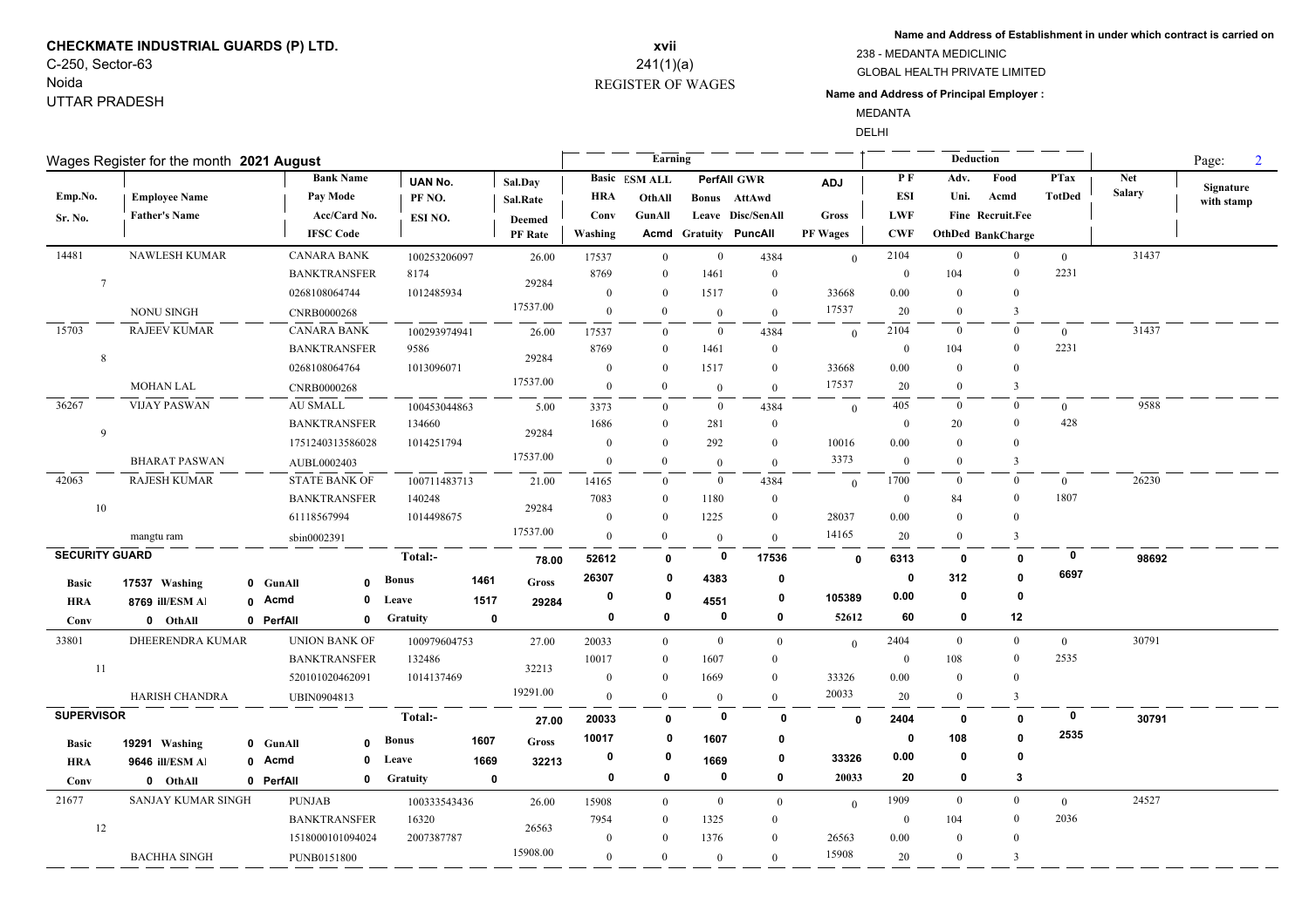**CHECKMATE INDUSTRIAL GUARDS (P) LTD.**
C-250, Sector-63
Noida
UTTAR PRADESH

**xvii**
241(1)(a)
REGISTER OF WAGES

**Name and Address of Establishment in under which contract is carried on**
238 - MEDANTA MEDICLINIC
GLOBAL HEALTH PRIVATE LIMITED

**Name and Address of Principal Employer :**
MEDANTA
DELHI

Wages Register for the month **2021 August**

| Emp.No. / Sr. No. | Employee Name / Father's Name | Bank Name / Pay Mode / Acc/Card No. / IFSC Code | UAN No. / PF NO. / ESI NO. | Sal.Day / Sal.Rate / Deemed PF Rate | Basic / HRA / Conv / Washing | ESM ALL / OthAll / GunAll / Acmd | PerfAll / Bonus / Leave / Gratuity | GWR / AttAwd / Disc/SenAll / PuncAll | ADJ / Gross / PF Wages | PF / ESI / LWF / CWF | Adv. / Uni. / Fine / OthDed | Food / Acmd / Recruit.Fee / BankCharge | PTax / TotDed | Net Salary | Signature with stamp |
|---|---|---|---|---|---|---|---|---|---|---|---|---|---|---|---|
| 14481 / 7 | NAWLESH KUMAR / NONU SINGH | CANARA BANK / BANKTRANSFER / 0268108064744 / CNRB0000268 | 100253206097 / 8174 / 1012485934 | 26.00 / 29284 / 17537.00 | 17537 / 8769 / 0 / 0 | 0 / 0 / 0 / 0 | 0 / 1461 / 1517 / 0 | 4384 / 0 / 0 / 0 | 0 / 33668 / 17537 | 2104 / 0 / 0.00 / 20 | 0 / 104 / 0 / 0 | 0 / 0 / 0 / 3 | 0 / 2231 | 31437 | |
| 15703 / 8 | RAJEEV KUMAR / MOHAN LAL | CANARA BANK / BANKTRANSFER / 0268108064764 / CNRB0000268 | 100293974941 / 9586 / 1013096071 | 26.00 / 29284 / 17537.00 | 17537 / 8769 / 0 / 0 | 0 / 0 / 0 / 0 | 0 / 1461 / 1517 / 0 | 4384 / 0 / 0 / 0 | 0 / 33668 / 17537 | 2104 / 0 / 0.00 / 20 | 0 / 104 / 0 / 0 | 0 / 0 / 0 / 3 | 0 / 2231 | 31437 | |
| 36267 / 9 | VIJAY PASWAN / BHARAT PASWAN | AU SMALL / BANKTRANSFER / 1751240313586028 / AUBL0002403 | 100453044863 / 134660 / 1014251794 | 5.00 / 29284 / 17537.00 | 3373 / 1686 / 0 / 0 | 0 / 0 / 0 / 0 | 0 / 281 / 292 / 0 | 4384 / 0 / 0 / 0 | 0 / 10016 / 3373 | 405 / 0 / 0.00 / 0 | 0 / 20 / 0 / 0 | 0 / 0 / 0 / 3 | 0 / 428 | 9588 | |
| 42063 / 10 | RAJESH KUMAR / mangtu ram | STATE BANK OF / BANKTRANSFER / 61118567994 / sbin0002391 | 100711483713 / 140248 / 1014498675 | 21.00 / 29284 / 17537.00 | 14165 / 7083 / 0 / 0 | 0 / 0 / 0 / 0 | 0 / 1180 / 1225 / 0 | 4384 / 0 / 0 / 0 | 0 / 28037 / 14165 | 1700 / 0 / 0.00 / 20 | 0 / 84 / 0 / 0 | 0 / 0 / 0 / 3 | 0 / 1807 | 26230 | |
| **SECURITY GUARD** | Basic 17537, HRA 8769, Conv 0; Washing 0, ill/ESM Al 0, OthAll 0 | GunAll 0, Acmd 0, PerfAll 0 | Bonus 1461, Leave 1517, Gratuity 0 | **Total:-** 78.00 / Gross 29284 | **52612** / 26307 / 0 / 0 | 0 / 0 / 0 / 0 | 0 / 4383 / 4551 / 0 | 17536 / 0 / 0 / 0 | 0 / 105389 / 52612 | 6313 / 0 / 0.00 / 60 | 0 / 312 / 0 / 0 | 0 / 0 / 0 / 12 | 0 / 6697 | **98692** | |
| 33801 / 11 | DHEERENDRA KUMAR / HARISH CHANDRA | UNION BANK OF / BANKTRANSFER / 520101020462091 / UBIN0904813 | 100979604753 / 132486 / 1014137469 | 27.00 / 32213 / 19291.00 | 20033 / 10017 / 0 / 0 | 0 / 0 / 0 / 0 | 0 / 1607 / 1669 / 0 | 0 / 0 / 0 / 0 | 0 / 33326 / 20033 | 2404 / 0 / 0.00 / 20 | 0 / 108 / 0 / 0 | 0 / 0 / 0 / 3 | 0 / 2535 | 30791 | |
| **SUPERVISOR** | Basic 19291, HRA 9646, Conv 0; Washing 0, ill/ESM Al 0, OthAll 0 | GunAll 0, Acmd 0, PerfAll 0 | Bonus 1607, Leave 1669, Gratuity 0 | **Total:-** 27.00 / Gross 32213 | **20033** / 10017 / 0 / 0 | 0 / 0 / 0 / 0 | 0 / 1607 / 1669 / 0 | 0 / 0 / 0 / 0 | 0 / 33326 / 20033 | 2404 / 0 / 0.00 / 20 | 0 / 108 / 0 / 0 | 0 / 0 / 0 / 3 | 0 / 2535 | **30791** | |
| 21677 / 12 | SANJAY KUMAR SINGH / BACHHA SINGH | PUNJAB / BANKTRANSFER / 1518000101094024 / PUNB0151800 | 100333543436 / 16320 / 2007387787 | 26.00 / 26563 / 15908.00 | 15908 / 7954 / 0 / 0 | 0 / 0 / 0 / 0 | 0 / 1325 / 1376 / 0 | 0 / 0 / 0 / 0 | 0 / 26563 / 15908 | 1909 / 0 / 0.00 / 20 | 0 / 104 / 0 / 0 | 0 / 0 / 0 / 3 | 0 / 2036 | 24527 | |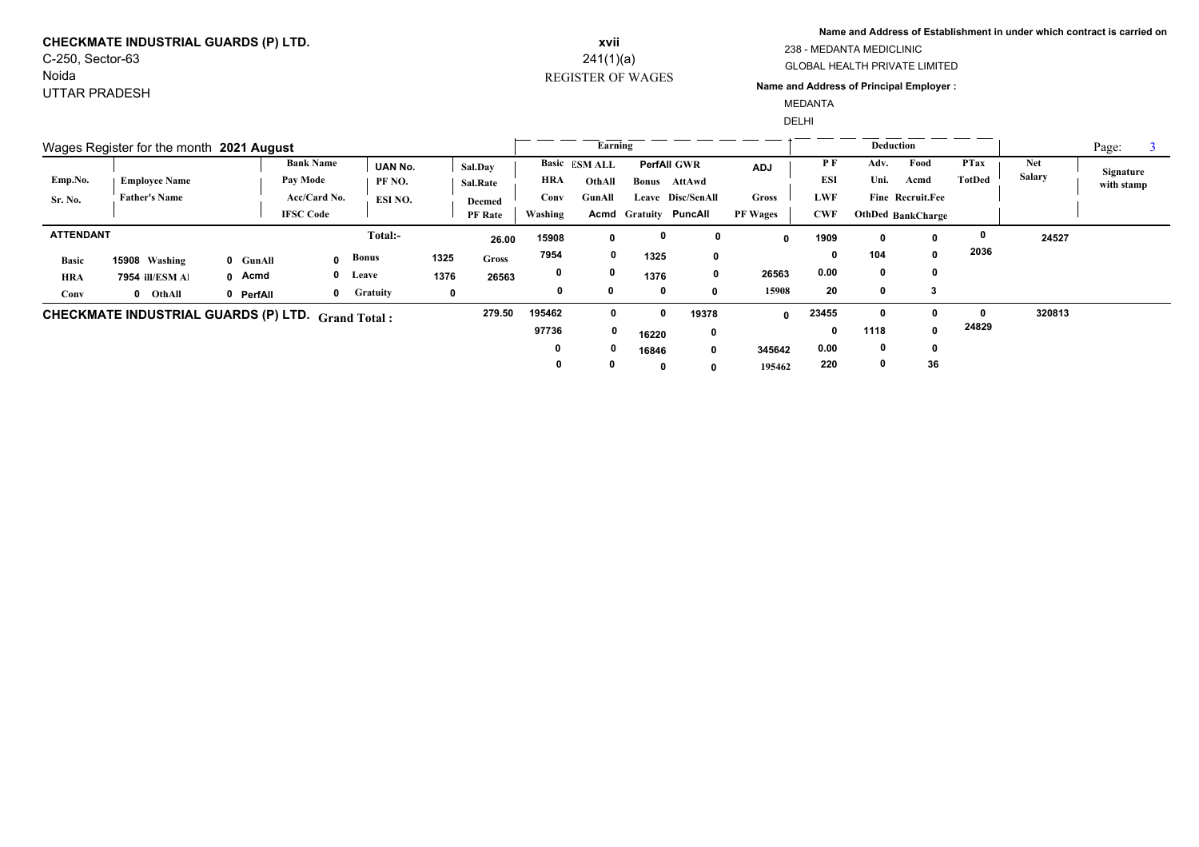**CHECKMATE INDUSTRIAL GUARDS (P) LTD.**
C-250, Sector-63
Noida
UTTAR PRADESH

**xvii**
241(1)(a)
REGISTER OF WAGES

**Name and Address of Establishment in under which contract is carried on**
238 - MEDANTA MEDICLINIC
GLOBAL HEALTH PRIVATE LIMITED

**Name and Address of Principal Employer :**
MEDANTA
DELHI

Wages Register for the month **2021 August**

| Emp.No. / Sr. No. | Employee Name / Father's Name | Bank Name / Pay Mode / Acc/Card No. / IFSC Code | UAN No. / PF NO. / ESI NO. | Sal.Day / Sal.Rate / Deemed / PF Rate | Earning: Basic / HRA / Conv / Washing | ESM ALL / OthAll / GunAll / Acmd | PerfAll / Bonus / Leave / Gratuity | GWR / AttAwd / Disc/SenAll / PuncAll | ADJ / Gross / PF Wages | Deduction: P F / ESI / LWF / CWF | Adv. / Uni. / Fine / OthDed | Food / Acmd / Recruit.Fee / BankCharge | PTax / TotDed | Net Salary | Signature with stamp |
|---|---|---|---|---|---|---|---|---|---|---|---|---|---|---|---|
| **ATTENDANT** | | | Total:- | 26.00 | 15908 | 0 | 0 | 0 | 0 | 1909 | 0 | 0 | 0 | 24527 | |
| | | | | | 7954 | 0 | 1325 | 0 | | 0 | 104 | 0 | 2036 | | |
| | | | | | 0 | 0 | 1376 | 0 | 26563 | 0.00 | 0 | 0 | | | |
| | | | | | 0 | 0 | 0 | 0 | 15908 | 20 | 0 | 3 | | | |
| **CHECKMATE INDUSTRIAL GUARDS (P) LTD. Grand Total :** | | | | 279.50 | 195462 | 0 | 0 | 19378 | 0 | 23455 | 0 | 0 | 0 | 320813 | |
| | | | | | 97736 | 0 | 16220 | 0 | | 0 | 1118 | 0 | 24829 | | |
| | | | | | 0 | 0 | 16846 | 0 | 345642 | 0.00 | 0 | 0 | | | |
| | | | | | 0 | 0 | 0 | 0 | 195462 | 220 | 0 | 36 | | | |

| | | | | | |
|---|---|---|---|---|---|
| Basic | 15908 | Washing | 0 | GunAll | 0 |
| HRA | 7954 | ill/ESM Al | 0 | Acmd | 0 |
| Conv | 0 | OthAll | 0 | PerfAll | 0 |
| Bonus | 1325 | Gross | 26563 | | |
| Leave | 1376 | | | | |
| Gratuity | 0 | | | | |